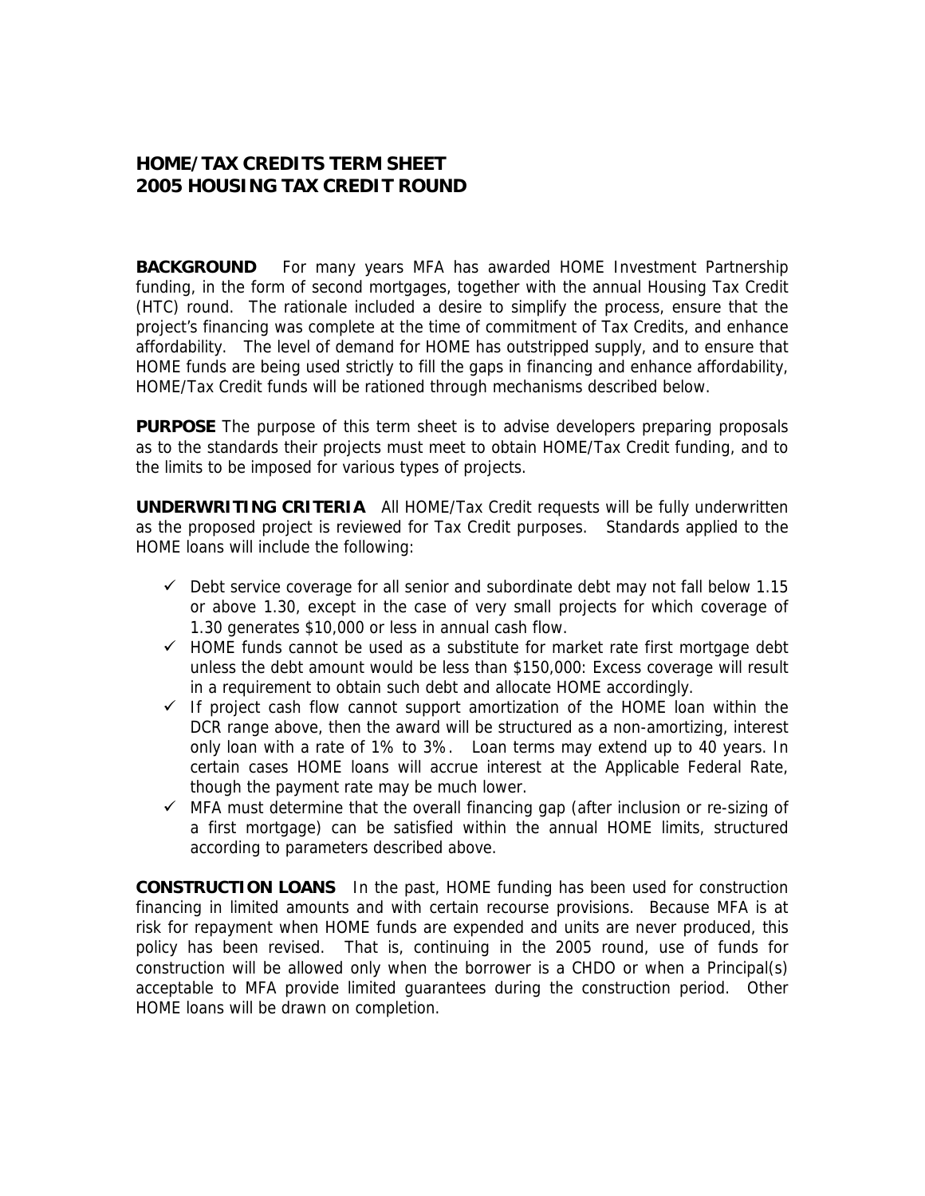# HOME/TAX CREDITS TERM SHEET
# 2005 HOUSING TAX CREDIT ROUND

**BACKGROUND** For many years MFA has awarded HOME Investment Partnership funding, in the form of second mortgages, together with the annual Housing Tax Credit (HTC) round. The rationale included a desire to simplify the process, ensure that the project's financing was complete at the time of commitment of Tax Credits, and enhance affordability. The level of demand for HOME has outstripped supply, and to ensure that HOME funds are being used strictly to fill the gaps in financing and enhance affordability, HOME/Tax Credit funds will be rationed through mechanisms described below.

**PURPOSE** The purpose of this term sheet is to advise developers preparing proposals as to the standards their projects must meet to obtain HOME/Tax Credit funding, and to the limits to be imposed for various types of projects.

**UNDERWRITING CRITERIA** All HOME/Tax Credit requests will be fully underwritten as the proposed project is reviewed for Tax Credit purposes. Standards applied to the HOME loans will include the following:

- ✓ Debt service coverage for all senior and subordinate debt may not fall below 1.15 or above 1.30, except in the case of very small projects for which coverage of 1.30 generates $10,000 or less in annual cash flow.
- ✓ HOME funds cannot be used as a substitute for market rate first mortgage debt unless the debt amount would be less than $150,000: Excess coverage will result in a requirement to obtain such debt and allocate HOME accordingly.
- ✓ If project cash flow cannot support amortization of the HOME loan within the DCR range above, then the award will be structured as a non-amortizing, interest only loan with a rate of 1% to 3%. Loan terms may extend up to 40 years. In certain cases HOME loans will accrue interest at the Applicable Federal Rate, though the payment rate may be much lower.
- ✓ MFA must determine that the overall financing gap (after inclusion or re-sizing of a first mortgage) can be satisfied within the annual HOME limits, structured according to parameters described above.

**CONSTRUCTION LOANS** In the past, HOME funding has been used for construction financing in limited amounts and with certain recourse provisions. Because MFA is at risk for repayment when HOME funds are expended and units are never produced, this policy has been revised. That is, continuing in the 2005 round, use of funds for construction will be allowed only when the borrower is a CHDO or when a Principal(s) acceptable to MFA provide limited guarantees during the construction period. Other HOME loans will be drawn on completion.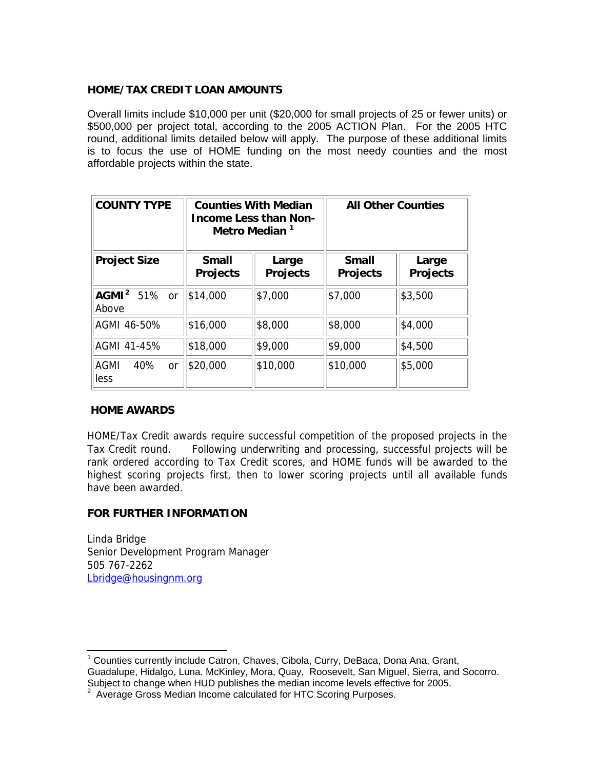## HOME/TAX CREDIT LOAN AMOUNTS

Overall limits include $10,000 per unit ($20,000 for small projects of 25 or fewer units) or $500,000 per project total, according to the 2005 ACTION Plan. For the 2005 HTC round, additional limits detailed below will apply. The purpose of these additional limits is to focus the use of HOME funding on the most needy counties and the most affordable projects within the state.

| COUNTY TYPE | Counties With Median Income Less than Non-Metro Median [1] | | All Other Counties | |
|---|---|---|---|---|
| **Project Size** | **Small Projects** | **Large Projects** | **Small Projects** | **Large Projects** |
| **AGMI**[2] 51% or Above | $14,000 | $7,000 | $7,000 | $3,500 |
| AGMI 46-50% | $16,000 | $8,000 | $8,000 | $4,000 |
| AGMI 41-45% | $18,000 | $9,000 | $9,000 | $4,500 |
| AGMI 40% or less | $20,000 | $10,000 | $10,000 | $5,000 |

## HOME AWARDS

HOME/Tax Credit awards require successful competition of the proposed projects in the Tax Credit round. Following underwriting and processing, successful projects will be rank ordered according to Tax Credit scores, and HOME funds will be awarded to the highest scoring projects first, then to lower scoring projects until all available funds have been awarded.

## FOR FURTHER INFORMATION

Linda Bridge
Senior Development Program Manager
505 767-2262
Lbridge@housingnm.org

---

[1] Counties currently include Catron, Chaves, Cibola, Curry, DeBaca, Dona Ana, Grant, Guadalupe, Hidalgo, Luna. McKinley, Mora, Quay, Roosevelt, San Miguel, Sierra, and Socorro. Subject to change when HUD publishes the median income levels effective for 2005.

[2] Average Gross Median Income calculated for HTC Scoring Purposes.